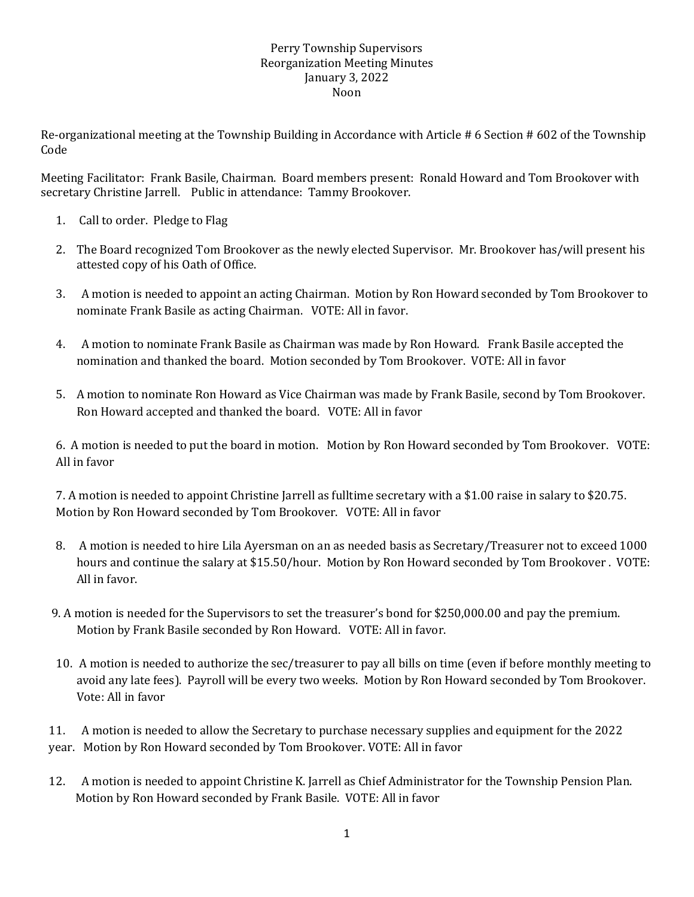# Perry Township Supervisors
## Reorganization Meeting Minutes
## January 3, 2022
## Noon

Re-organizational meeting at the Township Building in Accordance with Article # 6 Section # 602 of the Township Code

Meeting Facilitator: Frank Basile, Chairman. Board members present: Ronald Howard and Tom Brookover with secretary Christine Jarrell. Public in attendance: Tammy Brookover.

1. Call to order. Pledge to Flag

2. The Board recognized Tom Brookover as the newly elected Supervisor. Mr. Brookover has/will present his attested copy of his Oath of Office.

3. A motion is needed to appoint an acting Chairman. Motion by Ron Howard seconded by Tom Brookover to nominate Frank Basile as acting Chairman. VOTE: All in favor.

4. A motion to nominate Frank Basile as Chairman was made by Ron Howard. Frank Basile accepted the nomination and thanked the board. Motion seconded by Tom Brookover. VOTE: All in favor

5. A motion to nominate Ron Howard as Vice Chairman was made by Frank Basile, second by Tom Brookover. Ron Howard accepted and thanked the board. VOTE: All in favor

6. A motion is needed to put the board in motion. Motion by Ron Howard seconded by Tom Brookover. VOTE: All in favor

7. A motion is needed to appoint Christine Jarrell as fulltime secretary with a $1.00 raise in salary to $20.75. Motion by Ron Howard seconded by Tom Brookover. VOTE: All in favor

8. A motion is needed to hire Lila Ayersman on an as needed basis as Secretary/Treasurer not to exceed 1000 hours and continue the salary at $15.50/hour. Motion by Ron Howard seconded by Tom Brookover . VOTE: All in favor.

9. A motion is needed for the Supervisors to set the treasurer's bond for $250,000.00 and pay the premium. Motion by Frank Basile seconded by Ron Howard. VOTE: All in favor.

10. A motion is needed to authorize the sec/treasurer to pay all bills on time (even if before monthly meeting to avoid any late fees). Payroll will be every two weeks. Motion by Ron Howard seconded by Tom Brookover. Vote: All in favor

11. A motion is needed to allow the Secretary to purchase necessary supplies and equipment for the 2022 year. Motion by Ron Howard seconded by Tom Brookover. VOTE: All in favor

12. A motion is needed to appoint Christine K. Jarrell as Chief Administrator for the Township Pension Plan. Motion by Ron Howard seconded by Frank Basile. VOTE: All in favor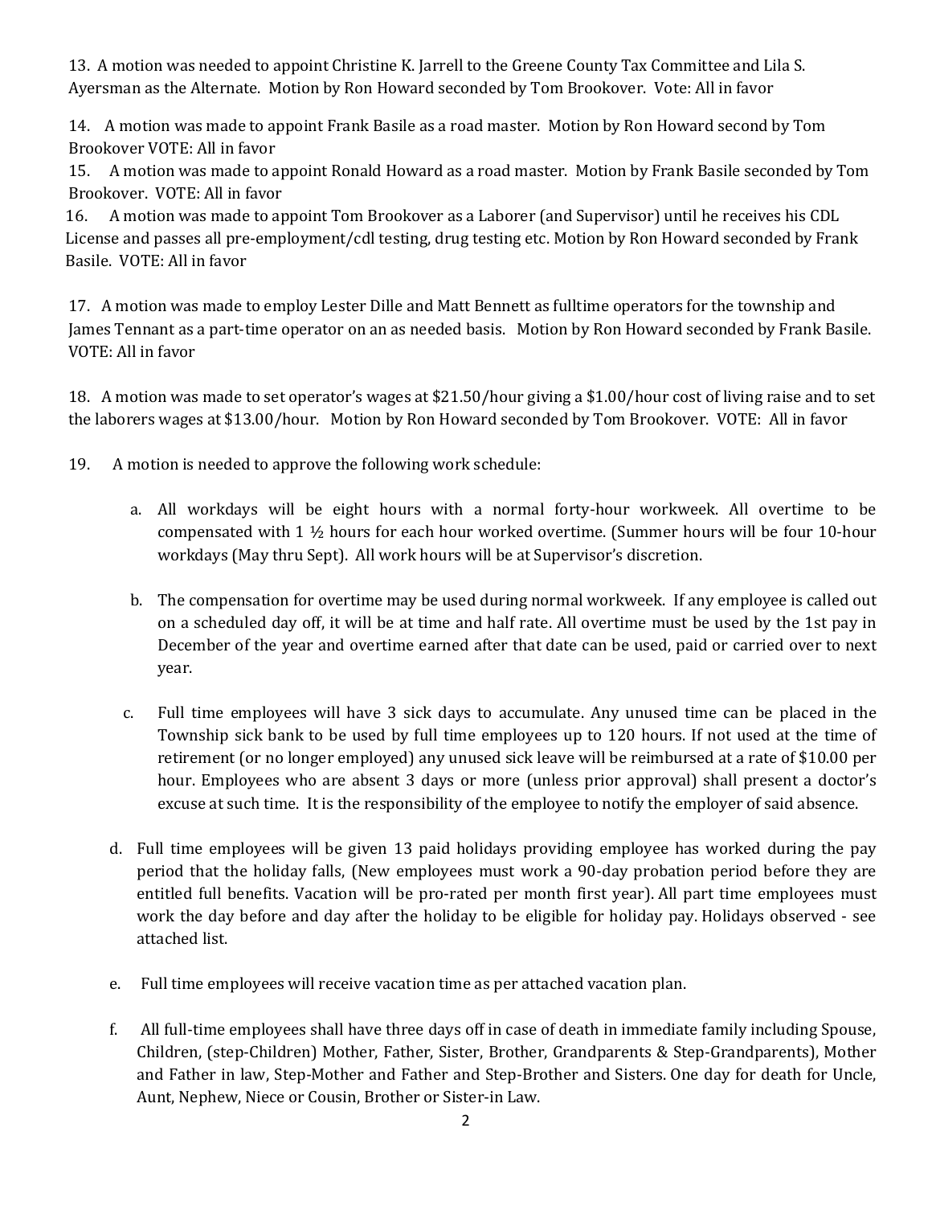13. A motion was needed to appoint Christine K. Jarrell to the Greene County Tax Committee and Lila S. Ayersman as the Alternate. Motion by Ron Howard seconded by Tom Brookover. Vote: All in favor

14. A motion was made to appoint Frank Basile as a road master. Motion by Ron Howard second by Tom Brookover VOTE: All in favor

15. A motion was made to appoint Ronald Howard as a road master. Motion by Frank Basile seconded by Tom Brookover. VOTE: All in favor

16. A motion was made to appoint Tom Brookover as a Laborer (and Supervisor) until he receives his CDL License and passes all pre-employment/cdl testing, drug testing etc. Motion by Ron Howard seconded by Frank Basile. VOTE: All in favor

17. A motion was made to employ Lester Dille and Matt Bennett as fulltime operators for the township and James Tennant as a part-time operator on an as needed basis. Motion by Ron Howard seconded by Frank Basile. VOTE: All in favor

18. A motion was made to set operator's wages at $21.50/hour giving a $1.00/hour cost of living raise and to set the laborers wages at $13.00/hour. Motion by Ron Howard seconded by Tom Brookover. VOTE: All in favor

19. A motion is needed to approve the following work schedule:

   a. All workdays will be eight hours with a normal forty-hour workweek. All overtime to be compensated with 1 ½ hours for each hour worked overtime. (Summer hours will be four 10-hour workdays (May thru Sept). All work hours will be at Supervisor's discretion.

   b. The compensation for overtime may be used during normal workweek. If any employee is called out on a scheduled day off, it will be at time and half rate. All overtime must be used by the 1st pay in December of the year and overtime earned after that date can be used, paid or carried over to next year.

   c. Full time employees will have 3 sick days to accumulate. Any unused time can be placed in the Township sick bank to be used by full time employees up to 120 hours. If not used at the time of retirement (or no longer employed) any unused sick leave will be reimbursed at a rate of $10.00 per hour. Employees who are absent 3 days or more (unless prior approval) shall present a doctor's excuse at such time. It is the responsibility of the employee to notify the employer of said absence.

   d. Full time employees will be given 13 paid holidays providing employee has worked during the pay period that the holiday falls, (New employees must work a 90-day probation period before they are entitled full benefits. Vacation will be pro-rated per month first year). All part time employees must work the day before and day after the holiday to be eligible for holiday pay. Holidays observed - see attached list.

   e. Full time employees will receive vacation time as per attached vacation plan.

   f. All full-time employees shall have three days off in case of death in immediate family including Spouse, Children, (step-Children) Mother, Father, Sister, Brother, Grandparents & Step-Grandparents), Mother and Father in law, Step-Mother and Father and Step-Brother and Sisters. One day for death for Uncle, Aunt, Nephew, Niece or Cousin, Brother or Sister-in Law.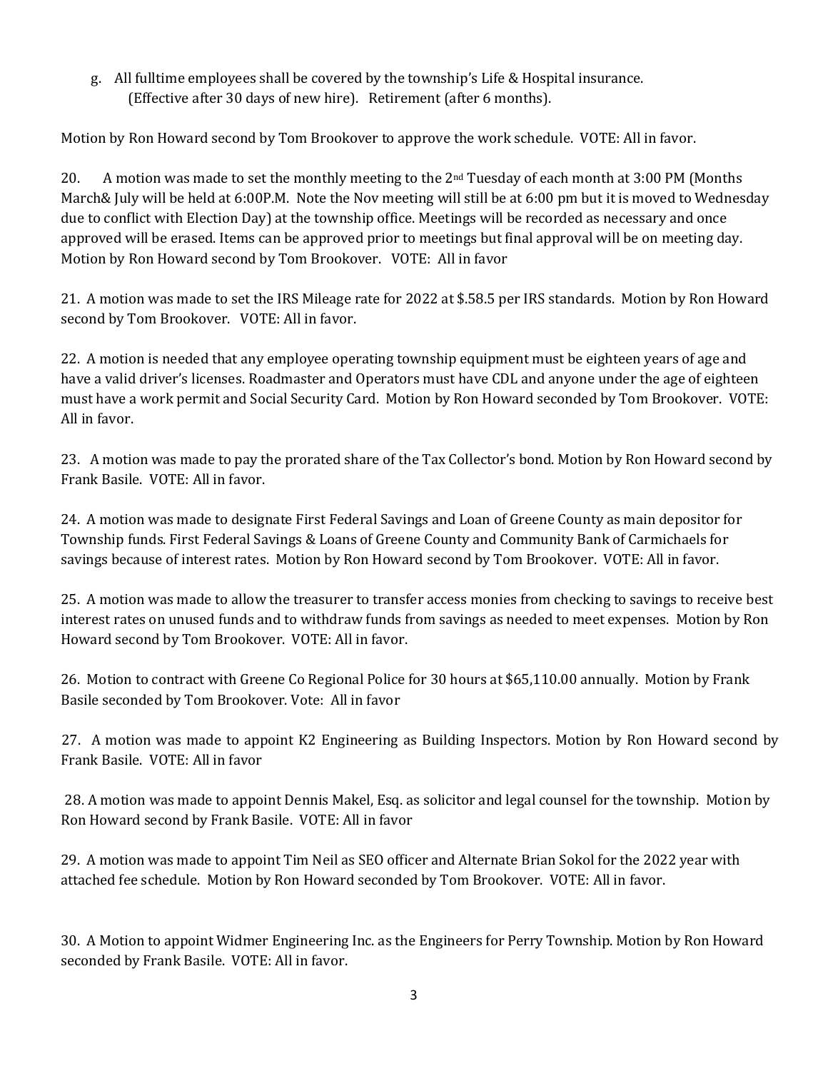g. All fulltime employees shall be covered by the township's Life & Hospital insurance. (Effective after 30 days of new hire). Retirement (after 6 months).

Motion by Ron Howard second by Tom Brookover to approve the work schedule. VOTE: All in favor.

20. A motion was made to set the monthly meeting to the 2nd Tuesday of each month at 3:00 PM (Months March& July will be held at 6:00P.M. Note the Nov meeting will still be at 6:00 pm but it is moved to Wednesday due to conflict with Election Day) at the township office. Meetings will be recorded as necessary and once approved will be erased. Items can be approved prior to meetings but final approval will be on meeting day. Motion by Ron Howard second by Tom Brookover. VOTE: All in favor

21. A motion was made to set the IRS Mileage rate for 2022 at $.58.5 per IRS standards. Motion by Ron Howard second by Tom Brookover. VOTE: All in favor.

22. A motion is needed that any employee operating township equipment must be eighteen years of age and have a valid driver's licenses. Roadmaster and Operators must have CDL and anyone under the age of eighteen must have a work permit and Social Security Card. Motion by Ron Howard seconded by Tom Brookover. VOTE: All in favor.

23. A motion was made to pay the prorated share of the Tax Collector's bond. Motion by Ron Howard second by Frank Basile. VOTE: All in favor.

24. A motion was made to designate First Federal Savings and Loan of Greene County as main depositor for Township funds. First Federal Savings & Loans of Greene County and Community Bank of Carmichaels for savings because of interest rates. Motion by Ron Howard second by Tom Brookover. VOTE: All in favor.

25. A motion was made to allow the treasurer to transfer access monies from checking to savings to receive best interest rates on unused funds and to withdraw funds from savings as needed to meet expenses. Motion by Ron Howard second by Tom Brookover. VOTE: All in favor.

26. Motion to contract with Greene Co Regional Police for 30 hours at $65,110.00 annually. Motion by Frank Basile seconded by Tom Brookover. Vote: All in favor

27. A motion was made to appoint K2 Engineering as Building Inspectors. Motion by Ron Howard second by Frank Basile. VOTE: All in favor

28. A motion was made to appoint Dennis Makel, Esq. as solicitor and legal counsel for the township. Motion by Ron Howard second by Frank Basile. VOTE: All in favor

29. A motion was made to appoint Tim Neil as SEO officer and Alternate Brian Sokol for the 2022 year with attached fee schedule. Motion by Ron Howard seconded by Tom Brookover. VOTE: All in favor.

30. A Motion to appoint Widmer Engineering Inc. as the Engineers for Perry Township. Motion by Ron Howard seconded by Frank Basile. VOTE: All in favor.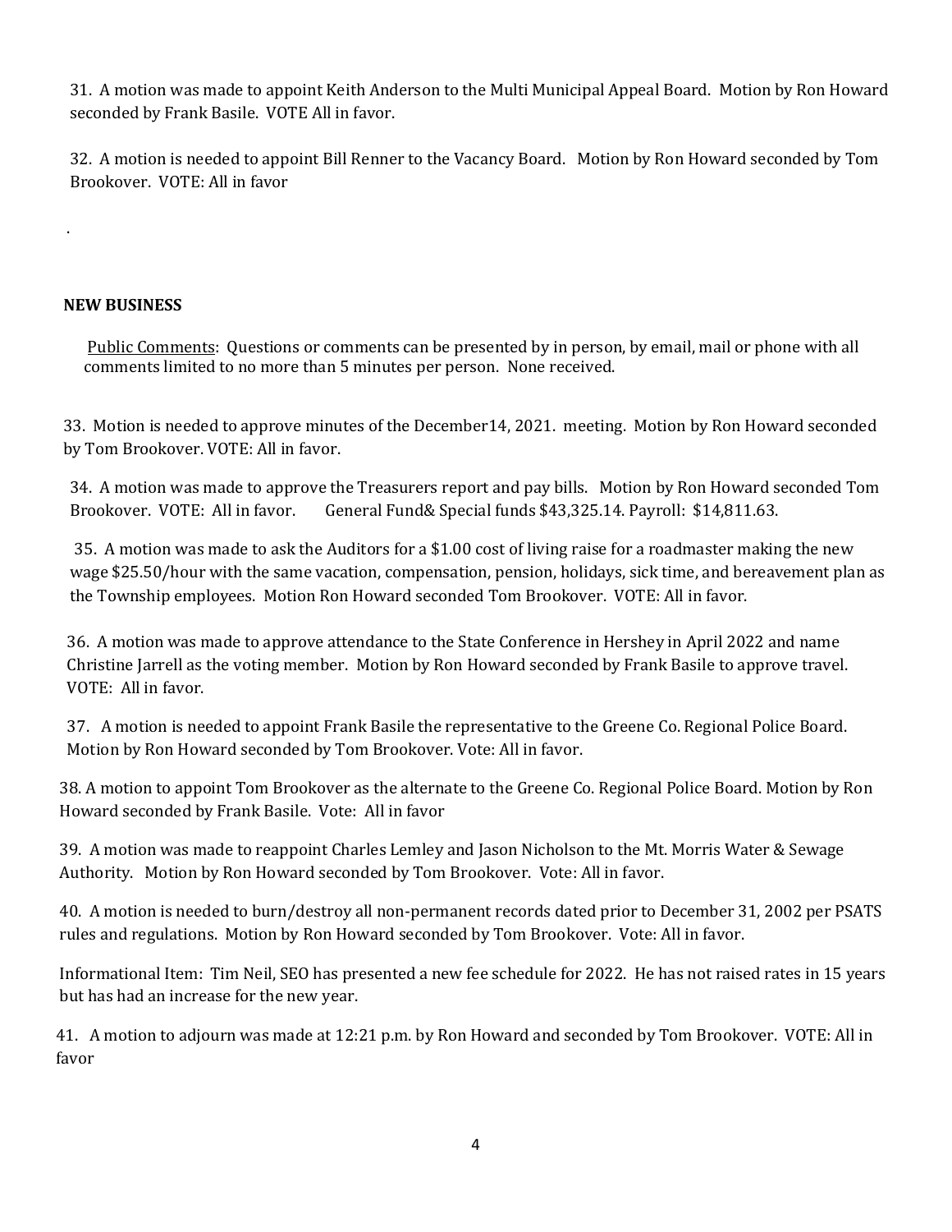31. A motion was made to appoint Keith Anderson to the Multi Municipal Appeal Board. Motion by Ron Howard seconded by Frank Basile. VOTE All in favor.

32. A motion is needed to appoint Bill Renner to the Vacancy Board. Motion by Ron Howard seconded by Tom Brookover. VOTE: All in favor

.

**NEW BUSINESS**

Public Comments: Questions or comments can be presented by in person, by email, mail or phone with all comments limited to no more than 5 minutes per person. None received.

33. Motion is needed to approve minutes of the December14, 2021. meeting. Motion by Ron Howard seconded by Tom Brookover. VOTE: All in favor.

34. A motion was made to approve the Treasurers report and pay bills. Motion by Ron Howard seconded Tom Brookover. VOTE: All in favor. General Fund& Special funds $43,325.14. Payroll: $14,811.63.

35. A motion was made to ask the Auditors for a $1.00 cost of living raise for a roadmaster making the new wage $25.50/hour with the same vacation, compensation, pension, holidays, sick time, and bereavement plan as the Township employees. Motion Ron Howard seconded Tom Brookover. VOTE: All in favor.

36. A motion was made to approve attendance to the State Conference in Hershey in April 2022 and name Christine Jarrell as the voting member. Motion by Ron Howard seconded by Frank Basile to approve travel. VOTE: All in favor.

37. A motion is needed to appoint Frank Basile the representative to the Greene Co. Regional Police Board. Motion by Ron Howard seconded by Tom Brookover. Vote: All in favor.

38. A motion to appoint Tom Brookover as the alternate to the Greene Co. Regional Police Board. Motion by Ron Howard seconded by Frank Basile. Vote: All in favor

39. A motion was made to reappoint Charles Lemley and Jason Nicholson to the Mt. Morris Water & Sewage Authority. Motion by Ron Howard seconded by Tom Brookover. Vote: All in favor.

40. A motion is needed to burn/destroy all non-permanent records dated prior to December 31, 2002 per PSATS rules and regulations. Motion by Ron Howard seconded by Tom Brookover. Vote: All in favor.

Informational Item: Tim Neil, SEO has presented a new fee schedule for 2022. He has not raised rates in 15 years but has had an increase for the new year.

41. A motion to adjourn was made at 12:21 p.m. by Ron Howard and seconded by Tom Brookover. VOTE: All in favor